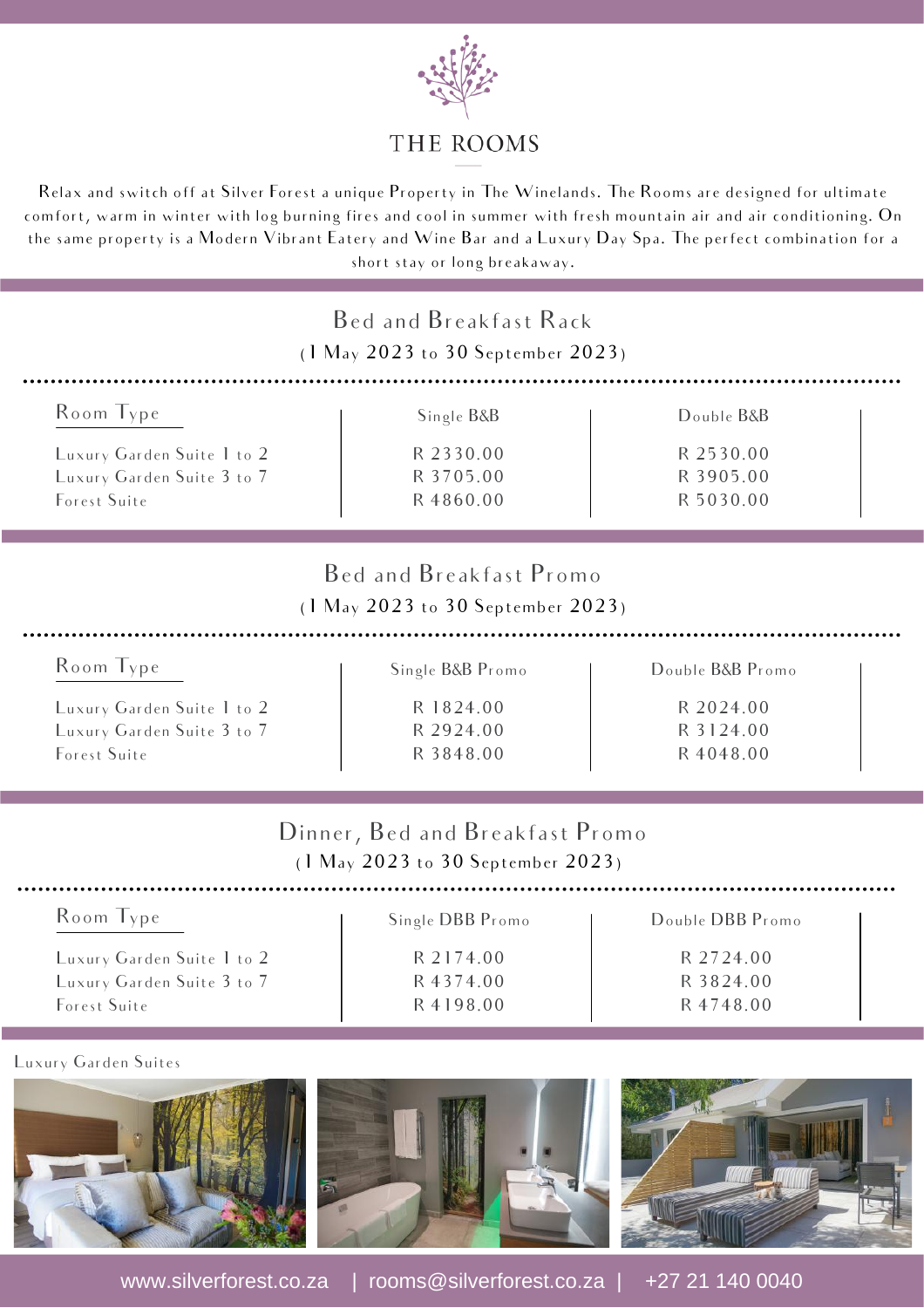# THE ROOMS

Relax and switch off at Silver Forest a unique Property in The Winelands. The Rooms are designed for ultimate comfort, warm in winter with log burning fires and cool in summer with fresh mountain air and air conditioning. On the same property is a Modern Vibrant Eatery and Wine Bar and a Luxury Day Spa. The perfect combination for a short stay or long breakaway.

## Bed and Breakfast Rack

(1 May 2023 to 30 September 2023)

| Room Type | Single B&B | Double B&B |
|---|---|---|
| Luxury Garden Suite 1 to 2 | R 2330.00 | R 2530.00 |
| Luxury Garden Suite 3 to 7 | R 3705.00 | R 3905.00 |
| Forest Suite | R 4860.00 | R 5030.00 |

## Bed and Breakfast Promo

(1 May 2023 to 30 September 2023)

| Room Type | Single B&B Promo | Double B&B Promo |
|---|---|---|
| Luxury Garden Suite 1 to 2 | R 1824.00 | R 2024.00 |
| Luxury Garden Suite 3 to 7 | R 2924.00 | R 3124.00 |
| Forest Suite | R 3848.00 | R 4048.00 |

## Dinner, Bed and Breakfast Promo

(1 May 2023 to 30 September 2023)

| Room Type | Single DBB Promo | Double DBB Promo |
|---|---|---|
| Luxury Garden Suite 1 to 2 | R 2174.00 | R 2724.00 |
| Luxury Garden Suite 3 to 7 | R 4374.00 | R 3824.00 |
| Forest Suite | R 4198.00 | R 4748.00 |

Luxury Garden Suites

www.silverforest.co.za | rooms@silverforest.co.za | +27 21 140 0040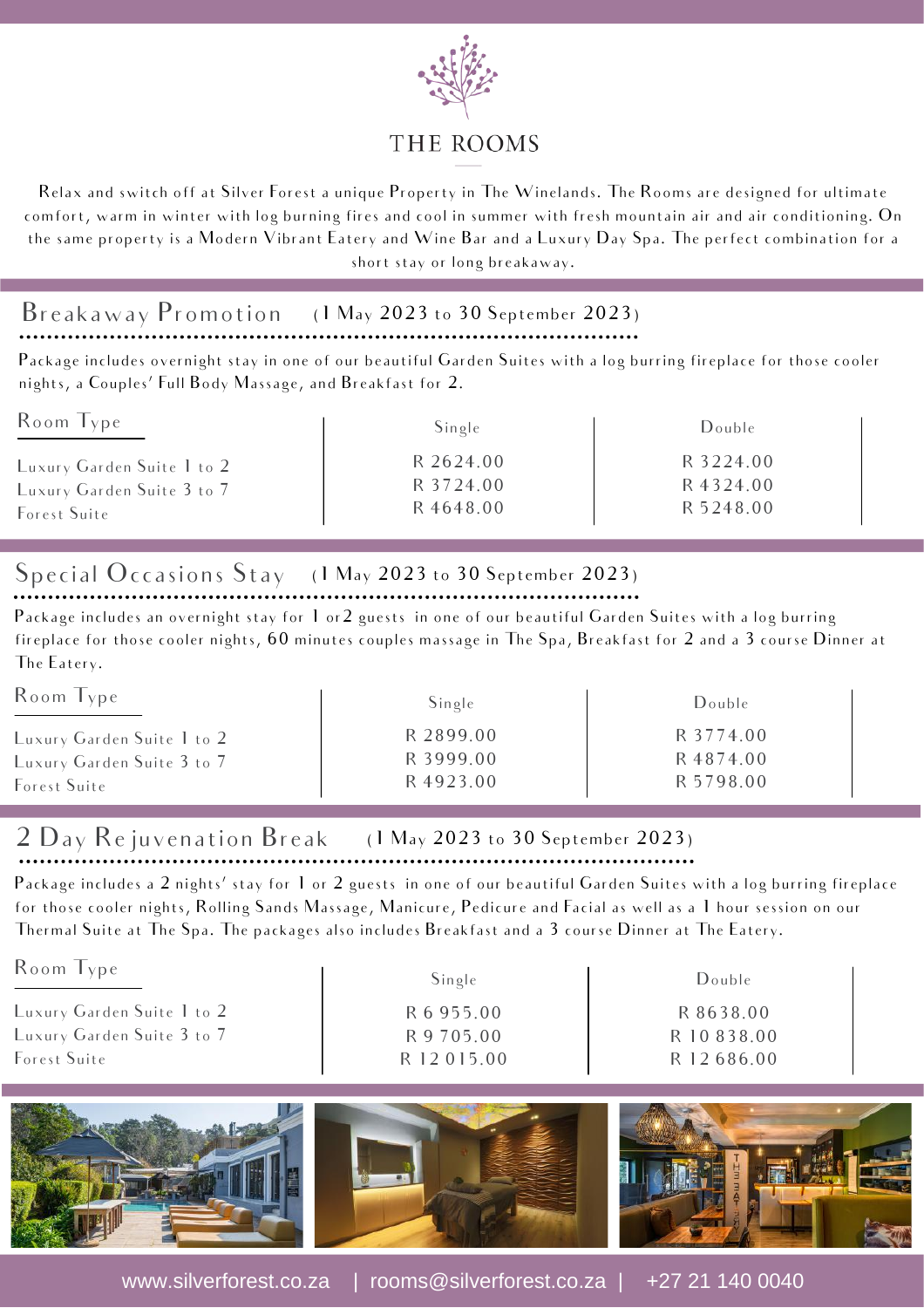# THE ROOMS

Relax and switch off at Silver Forest a unique Property in The Winelands. The Rooms are designed for ultimate comfort, warm in winter with log burning fires and cool in summer with fresh mountain air and air conditioning. On the same property is a Modern Vibrant Eatery and Wine Bar and a Luxury Day Spa. The perfect combination for a short stay or long breakaway.

## Breakaway Promotion (1 May 2023 to 30 September 2023)

Package includes overnight stay in one of our beautiful Garden Suites with a log burring fireplace for those cooler nights, a Couples' Full Body Massage, and Breakfast for 2.

| Room Type | Single | Double |
|---|---|---|
| Luxury Garden Suite 1 to 2 | R 2624.00 | R 3224.00 |
| Luxury Garden Suite 3 to 7 | R 3724.00 | R 4324.00 |
| Forest Suite | R 4648.00 | R 5248.00 |

## Special Occasions Stay (1 May 2023 to 30 September 2023)

Package includes an overnight stay for 1 or2 guests in one of our beautiful Garden Suites with a log burring fireplace for those cooler nights, 60 minutes couples massage in The Spa, Breakfast for 2 and a 3 course Dinner at The Eatery.

| Room Type | Single | Double |
|---|---|---|
| Luxury Garden Suite 1 to 2 | R 2899.00 | R 3774.00 |
| Luxury Garden Suite 3 to 7 | R 3999.00 | R 4874.00 |
| Forest Suite | R 4923.00 | R 5798.00 |

## 2 Day Rejuvenation Break (1 May 2023 to 30 September 2023)

Package includes a 2 nights' stay for 1 or 2 guests in one of our beautiful Garden Suites with a log burring fireplace for those cooler nights, Rolling Sands Massage, Manicure, Pedicure and Facial as well as a 1 hour session on our Thermal Suite at The Spa. The packages also includes Breakfast and a 3 course Dinner at The Eatery.

| Room Type | Single | Double |
|---|---|---|
| Luxury Garden Suite 1 to 2 | R 6 955.00 | R 8638.00 |
| Luxury Garden Suite 3 to 7 | R 9 705.00 | R 10 838.00 |
| Forest Suite | R 12 015.00 | R 12 686.00 |

www.silverforest.co.za | rooms@silverforest.co.za | +27 21 140 0040